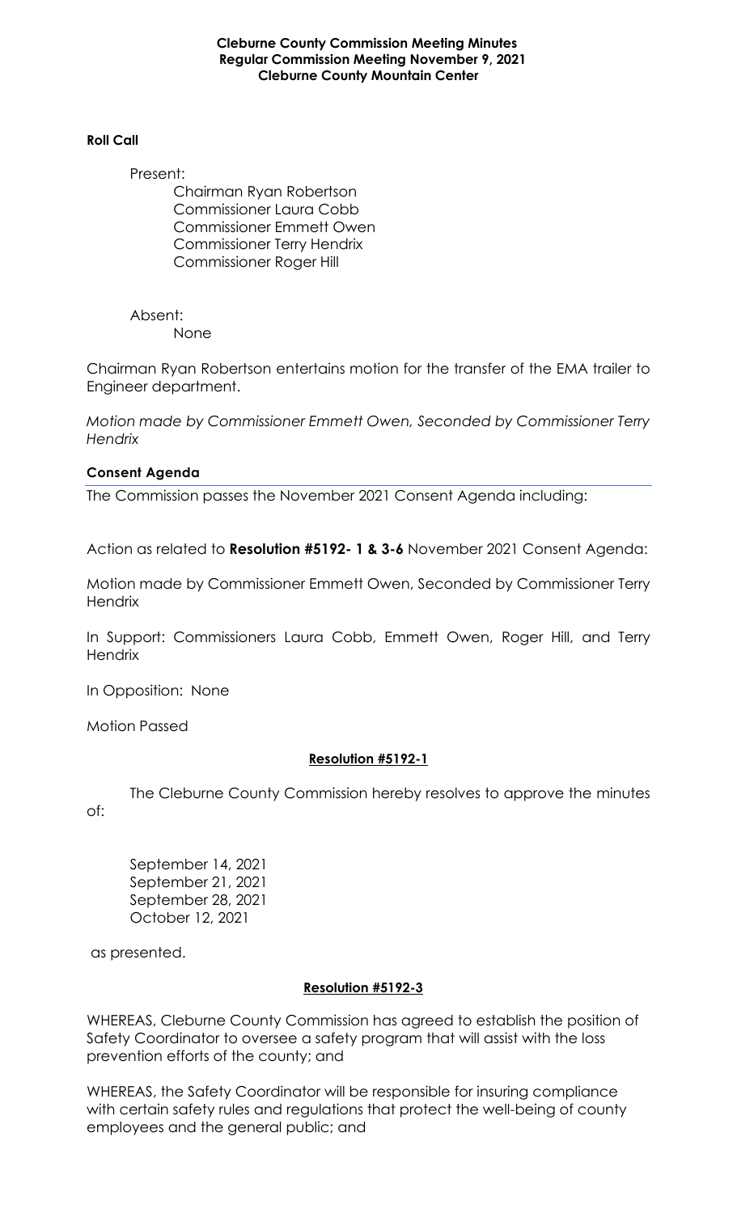**Cleburne County Commission Meeting Minutes**
**Regular Commission Meeting November 9, 2021**
**Cleburne County Mountain Center**

**Roll Call**

Present:

Chairman Ryan Robertson
Commissioner Laura Cobb
Commissioner Emmett Owen
Commissioner Terry Hendrix
Commissioner Roger Hill

Absent:

None

Chairman Ryan Robertson entertains motion for the transfer of the EMA trailer to Engineer department.

*Motion made by Commissioner Emmett Owen, Seconded by Commissioner Terry Hendrix*

**Consent Agenda**

The Commission passes the November 2021 Consent Agenda including:

Action as related to **Resolution #5192- 1 & 3-6** November 2021 Consent Agenda:

Motion made by Commissioner Emmett Owen, Seconded by Commissioner Terry Hendrix

In Support: Commissioners Laura Cobb, Emmett Owen, Roger Hill, and Terry Hendrix

In Opposition: None

Motion Passed

**Resolution #5192-1**

The Cleburne County Commission hereby resolves to approve the minutes of:

September 14, 2021
September 21, 2021
September 28, 2021
October 12, 2021

as presented.

**Resolution #5192-3**

WHEREAS, Cleburne County Commission has agreed to establish the position of Safety Coordinator to oversee a safety program that will assist with the loss prevention efforts of the county; and

WHEREAS, the Safety Coordinator will be responsible for insuring compliance with certain safety rules and regulations that protect the well-being of county employees and the general public; and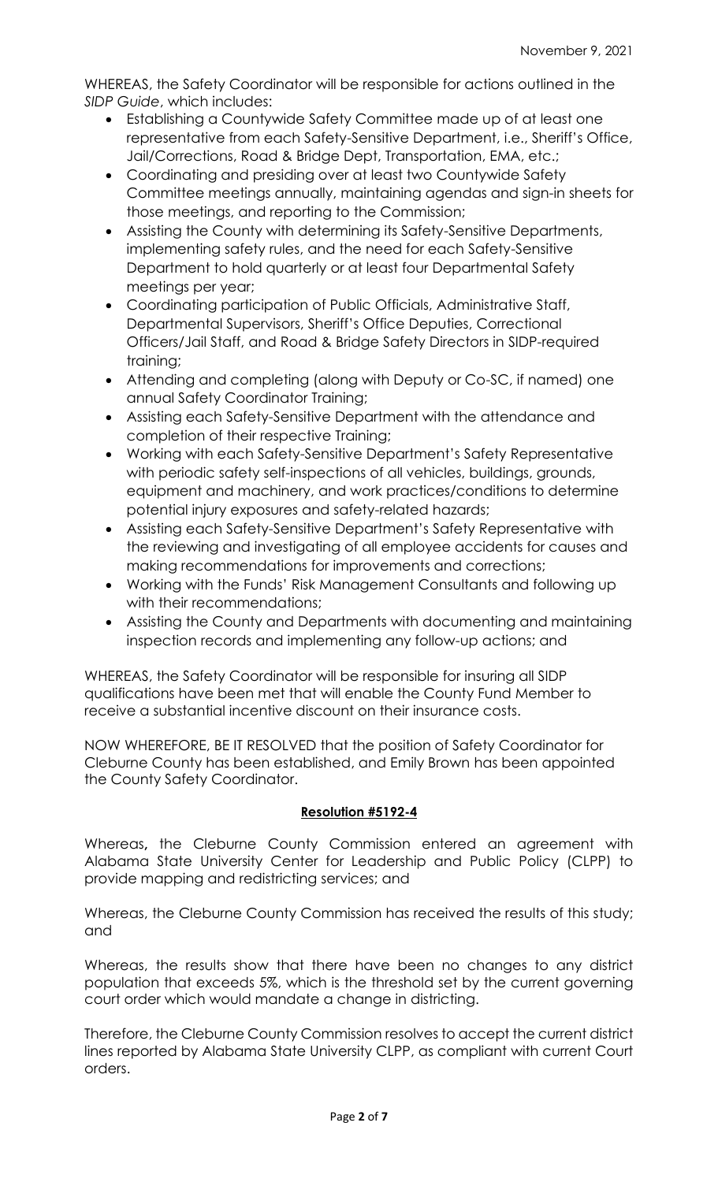November 9, 2021

WHEREAS, the Safety Coordinator will be responsible for actions outlined in the *SIDP Guide*, which includes:

- Establishing a Countywide Safety Committee made up of at least one representative from each Safety-Sensitive Department, i.e., Sheriff's Office, Jail/Corrections, Road & Bridge Dept, Transportation, EMA, etc.;
- Coordinating and presiding over at least two Countywide Safety Committee meetings annually, maintaining agendas and sign-in sheets for those meetings, and reporting to the Commission;
- Assisting the County with determining its Safety-Sensitive Departments, implementing safety rules, and the need for each Safety-Sensitive Department to hold quarterly or at least four Departmental Safety meetings per year;
- Coordinating participation of Public Officials, Administrative Staff, Departmental Supervisors, Sheriff's Office Deputies, Correctional Officers/Jail Staff, and Road & Bridge Safety Directors in SIDP-required training;
- Attending and completing (along with Deputy or Co-SC, if named) one annual Safety Coordinator Training;
- Assisting each Safety-Sensitive Department with the attendance and completion of their respective Training;
- Working with each Safety-Sensitive Department's Safety Representative with periodic safety self-inspections of all vehicles, buildings, grounds, equipment and machinery, and work practices/conditions to determine potential injury exposures and safety-related hazards;
- Assisting each Safety-Sensitive Department's Safety Representative with the reviewing and investigating of all employee accidents for causes and making recommendations for improvements and corrections;
- Working with the Funds' Risk Management Consultants and following up with their recommendations;
- Assisting the County and Departments with documenting and maintaining inspection records and implementing any follow-up actions; and

WHEREAS, the Safety Coordinator will be responsible for insuring all SIDP qualifications have been met that will enable the County Fund Member to receive a substantial incentive discount on their insurance costs.

NOW WHEREFORE, BE IT RESOLVED that the position of Safety Coordinator for Cleburne County has been established, and Emily Brown has been appointed the County Safety Coordinator.

**Resolution #5192-4**

Whereas**,** the Cleburne County Commission entered an agreement with Alabama State University Center for Leadership and Public Policy (CLPP) to provide mapping and redistricting services; and

Whereas, the Cleburne County Commission has received the results of this study; and

Whereas, the results show that there have been no changes to any district population that exceeds 5%, which is the threshold set by the current governing court order which would mandate a change in districting.

Therefore, the Cleburne County Commission resolves to accept the current district lines reported by Alabama State University CLPP, as compliant with current Court orders.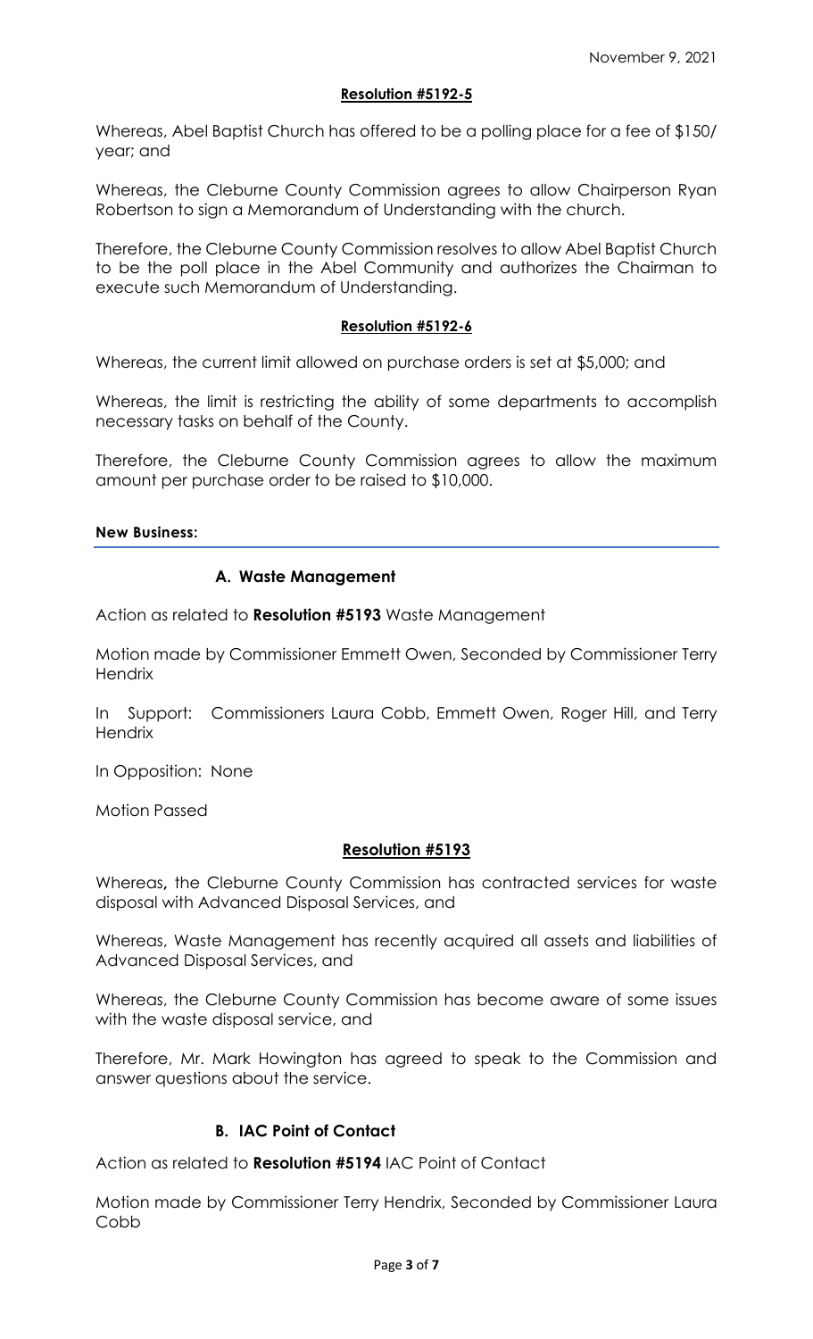November 9, 2021

**Resolution #5192-5**

Whereas, Abel Baptist Church has offered to be a polling place for a fee of $150/ year; and

Whereas, the Cleburne County Commission agrees to allow Chairperson Ryan Robertson to sign a Memorandum of Understanding with the church.

Therefore, the Cleburne County Commission resolves to allow Abel Baptist Church to be the poll place in the Abel Community and authorizes the Chairman to execute such Memorandum of Understanding.

**Resolution #5192-6**

Whereas, the current limit allowed on purchase orders is set at $5,000; and

Whereas, the limit is restricting the ability of some departments to accomplish necessary tasks on behalf of the County.

Therefore, the Cleburne County Commission agrees to allow the maximum amount per purchase order to be raised to $10,000.

**New Business:**

**A. Waste Management**

Action as related to **Resolution #5193** Waste Management

Motion made by Commissioner Emmett Owen, Seconded by Commissioner Terry Hendrix

In Support: Commissioners Laura Cobb, Emmett Owen, Roger Hill, and Terry Hendrix

In Opposition: None

Motion Passed

**Resolution #5193**

Whereas**,** the Cleburne County Commission has contracted services for waste disposal with Advanced Disposal Services, and

Whereas, Waste Management has recently acquired all assets and liabilities of Advanced Disposal Services, and

Whereas, the Cleburne County Commission has become aware of some issues with the waste disposal service, and

Therefore, Mr. Mark Howington has agreed to speak to the Commission and answer questions about the service.

**B. IAC Point of Contact**

Action as related to **Resolution #5194** IAC Point of Contact

Motion made by Commissioner Terry Hendrix, Seconded by Commissioner Laura Cobb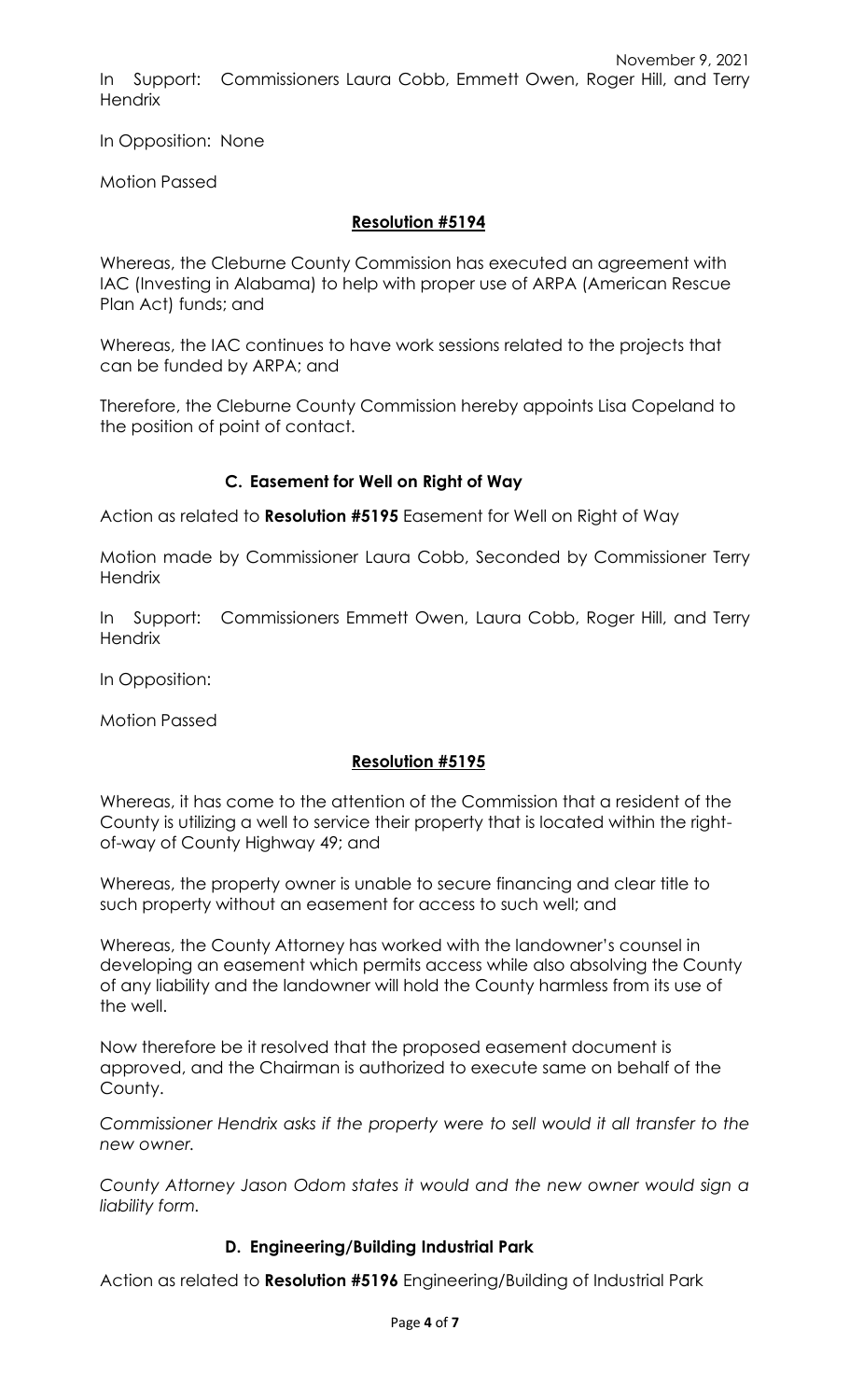In Support: Commissioners Laura Cobb, Emmett Owen, Roger Hill, and Terry Hendrix

In Opposition: None

Motion Passed

**Resolution #5194**

Whereas, the Cleburne County Commission has executed an agreement with IAC (Investing in Alabama) to help with proper use of ARPA (American Rescue Plan Act) funds; and

Whereas, the IAC continues to have work sessions related to the projects that can be funded by ARPA; and

Therefore, the Cleburne County Commission hereby appoints Lisa Copeland to the position of point of contact.

### C. Easement for Well on Right of Way

Action as related to **Resolution #5195** Easement for Well on Right of Way

Motion made by Commissioner Laura Cobb, Seconded by Commissioner Terry Hendrix

In Support: Commissioners Emmett Owen, Laura Cobb, Roger Hill, and Terry Hendrix

In Opposition:

Motion Passed

**Resolution #5195**

Whereas, it has come to the attention of the Commission that a resident of the County is utilizing a well to service their property that is located within the right-of-way of County Highway 49; and

Whereas, the property owner is unable to secure financing and clear title to such property without an easement for access to such well; and

Whereas, the County Attorney has worked with the landowner's counsel in developing an easement which permits access while also absolving the County of any liability and the landowner will hold the County harmless from its use of the well.

Now therefore be it resolved that the proposed easement document is approved, and the Chairman is authorized to execute same on behalf of the County.

*Commissioner Hendrix asks if the property were to sell would it all transfer to the new owner.*

*County Attorney Jason Odom states it would and the new owner would sign a liability form.*

### D. Engineering/Building Industrial Park

Action as related to **Resolution #5196** Engineering/Building of Industrial Park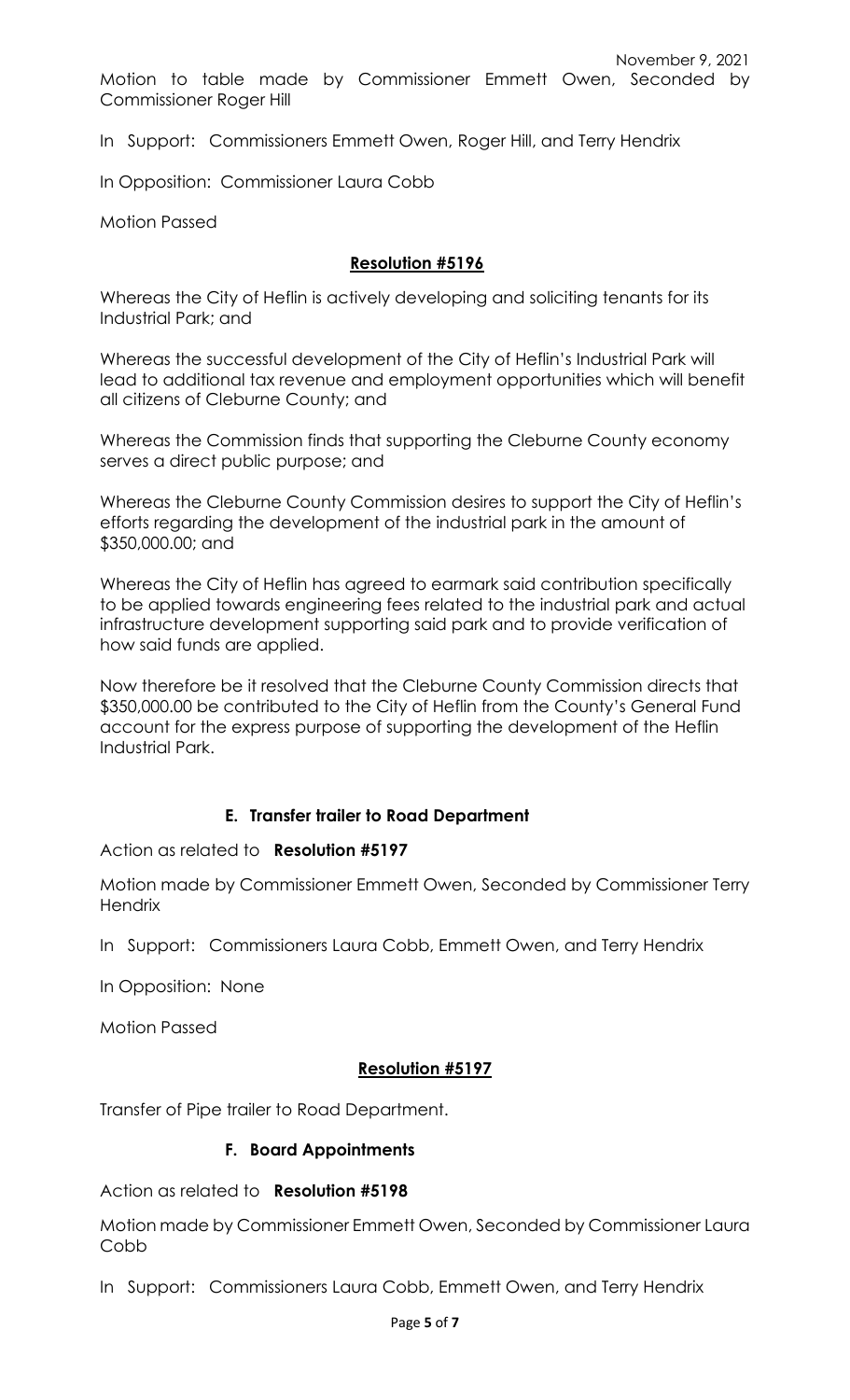November 9, 2021

Motion to table made by Commissioner Emmett Owen, Seconded by Commissioner Roger Hill

In Support: Commissioners Emmett Owen, Roger Hill, and Terry Hendrix

In Opposition: Commissioner Laura Cobb

Motion Passed

**Resolution #5196**

Whereas the City of Heflin is actively developing and soliciting tenants for its Industrial Park; and

Whereas the successful development of the City of Heflin's Industrial Park will lead to additional tax revenue and employment opportunities which will benefit all citizens of Cleburne County; and

Whereas the Commission finds that supporting the Cleburne County economy serves a direct public purpose; and

Whereas the Cleburne County Commission desires to support the City of Heflin's efforts regarding the development of the industrial park in the amount of $350,000.00; and

Whereas the City of Heflin has agreed to earmark said contribution specifically to be applied towards engineering fees related to the industrial park and actual infrastructure development supporting said park and to provide verification of how said funds are applied.

Now therefore be it resolved that the Cleburne County Commission directs that $350,000.00 be contributed to the City of Heflin from the County's General Fund account for the express purpose of supporting the development of the Heflin Industrial Park.

**E. Transfer trailer to Road Department**

Action as related to **Resolution #5197**

Motion made by Commissioner Emmett Owen, Seconded by Commissioner Terry Hendrix

In Support: Commissioners Laura Cobb, Emmett Owen, and Terry Hendrix

In Opposition: None

Motion Passed

**Resolution #5197**

Transfer of Pipe trailer to Road Department.

**F. Board Appointments**

Action as related to **Resolution #5198**

Motion made by Commissioner Emmett Owen, Seconded by Commissioner Laura Cobb

In Support: Commissioners Laura Cobb, Emmett Owen, and Terry Hendrix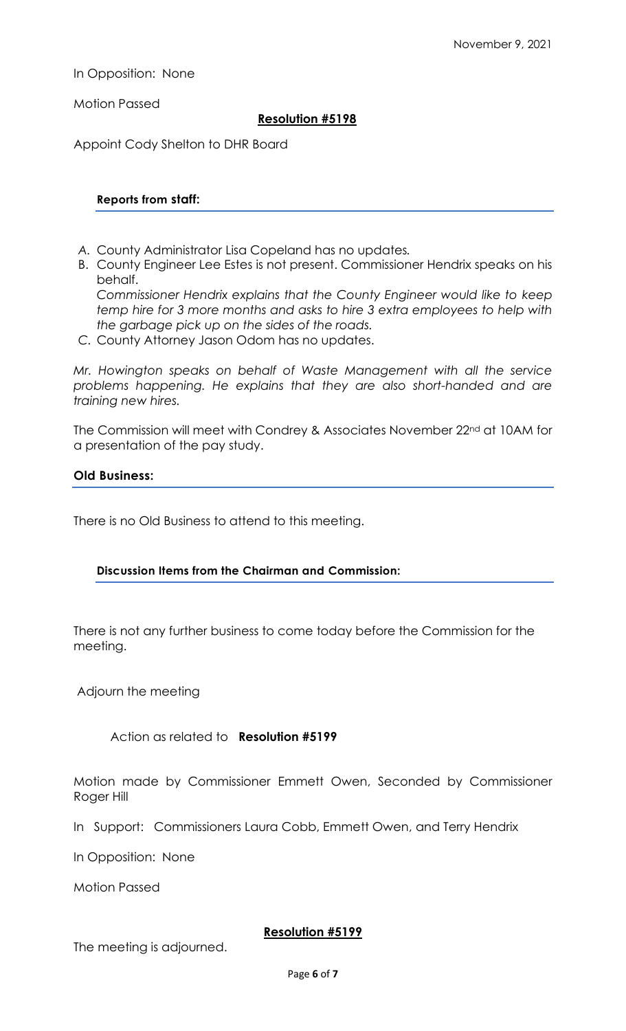In Opposition: None

Motion Passed

**Resolution #5198**

Appoint Cody Shelton to DHR Board

### Reports from staff:

A. County Administrator Lisa Copeland has no updates.
B. County Engineer Lee Estes is not present. Commissioner Hendrix speaks on his behalf.
   *Commissioner Hendrix explains that the County Engineer would like to keep temp hire for 3 more months and asks to hire 3 extra employees to help with the garbage pick up on the sides of the roads.*
C. County Attorney Jason Odom has no updates.

*Mr. Howington speaks on behalf of Waste Management with all the service problems happening. He explains that they are also short-handed and are training new hires.*

The Commission will meet with Condrey & Associates November 22nd at 10AM for a presentation of the pay study.

### Old Business:

There is no Old Business to attend to this meeting.

### Discussion Items from the Chairman and Commission:

There is not any further business to come today before the Commission for the meeting.

Adjourn the meeting

Action as related to **Resolution #5199**

Motion made by Commissioner Emmett Owen, Seconded by Commissioner Roger Hill

In Support: Commissioners Laura Cobb, Emmett Owen, and Terry Hendrix

In Opposition: None

Motion Passed

**Resolution #5199**

The meeting is adjourned.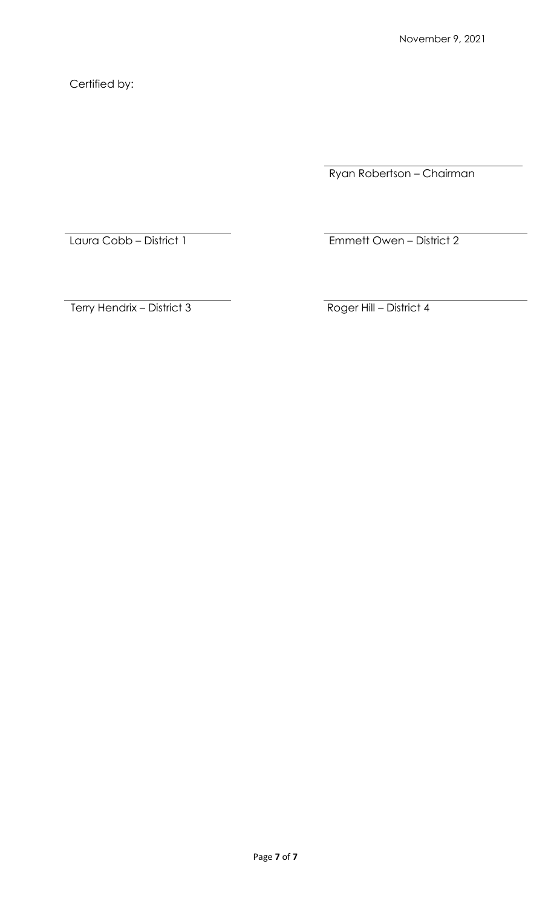November 9, 2021

Certified by:

\_\_\_\_\_\_\_\_\_\_\_\_\_\_\_\_\_\_\_\_\_\_\_\_\_\_\_\_\_\_\_\_

Ryan Robertson – Chairman

\_\_\_\_\_\_\_\_\_\_\_\_\_\_\_\_\_\_\_\_\_\_\_\_\_\_\_\_\_\_\_\_

Laura Cobb – District 1

\_\_\_\_\_\_\_\_\_\_\_\_\_\_\_\_\_\_\_\_\_\_\_\_\_\_\_\_\_\_\_\_

Emmett Owen – District 2

\_\_\_\_\_\_\_\_\_\_\_\_\_\_\_\_\_\_\_\_\_\_\_\_\_\_\_\_\_\_\_\_

Terry Hendrix – District 3

\_\_\_\_\_\_\_\_\_\_\_\_\_\_\_\_\_\_\_\_\_\_\_\_\_\_\_\_\_\_\_\_

Roger Hill – District 4